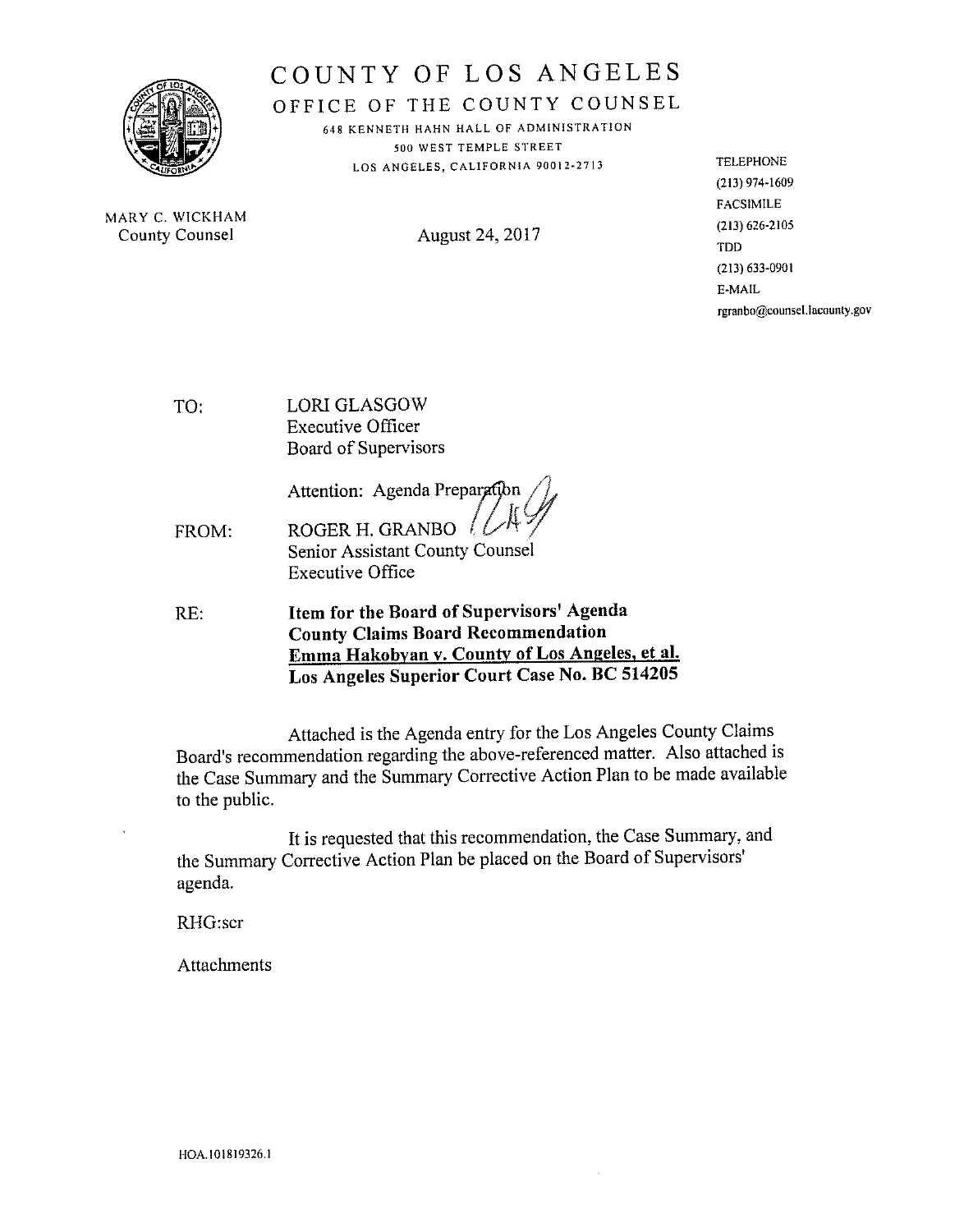# COUNTY OF LOS ANGELES

## OFFICE OF THE COUNTY COUNSEL

648 KENNETH HAHN HALL OF ADMINISTRATION
500 WEST TEMPLE STREET
LOS ANGELES, CALIFORNIA 90012-2713

MARY C. WICKHAM
County Counsel

August 24, 2017

TELEPHONE
(213) 974-1609
FACSIMILE
(213) 626-2105
TDD
(213) 633-0901
E-MAIL
rgranbo@counsel.lacounty.gov

TO: LORI GLASGOW
Executive Officer
Board of Supervisors

Attention: Agenda Preparation

FROM: ROGER H. GRANBO
Senior Assistant County Counsel
Executive Office

RE: **Item for the Board of Supervisors' Agenda**
**County Claims Board Recommendation**
**Emma Hakobyan v. County of Los Angeles, et al.**
**Los Angeles Superior Court Case No. BC 514205**

Attached is the Agenda entry for the Los Angeles County Claims Board's recommendation regarding the above-referenced matter. Also attached is the Case Summary and the Summary Corrective Action Plan to be made available to the public.

It is requested that this recommendation, the Case Summary, and the Summary Corrective Action Plan be placed on the Board of Supervisors' agenda.

RHG:scr

Attachments

HOA.101819326.1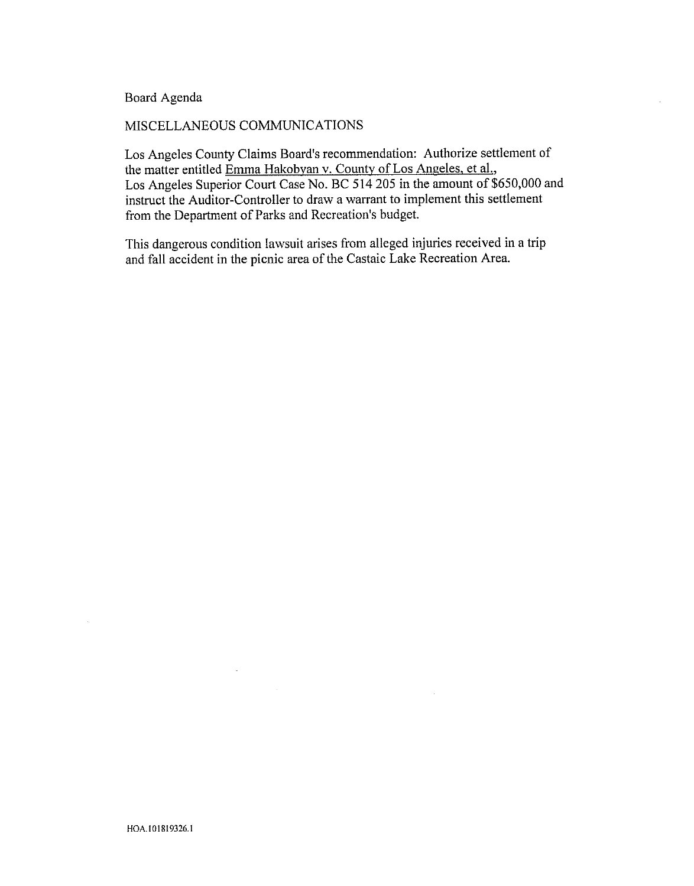Board Agenda

MISCELLANEOUS COMMUNICATIONS

Los Angeles County Claims Board's recommendation: Authorize settlement of the matter entitled Emma Hakobyan v. County of Los Angeles, et al., Los Angeles Superior Court Case No. BC 514 205 in the amount of $650,000 and instruct the Auditor-Controller to draw a warrant to implement this settlement from the Department of Parks and Recreation's budget.

This dangerous condition lawsuit arises from alleged injuries received in a trip and fall accident in the picnic area of the Castaic Lake Recreation Area.

HOA.101819326.1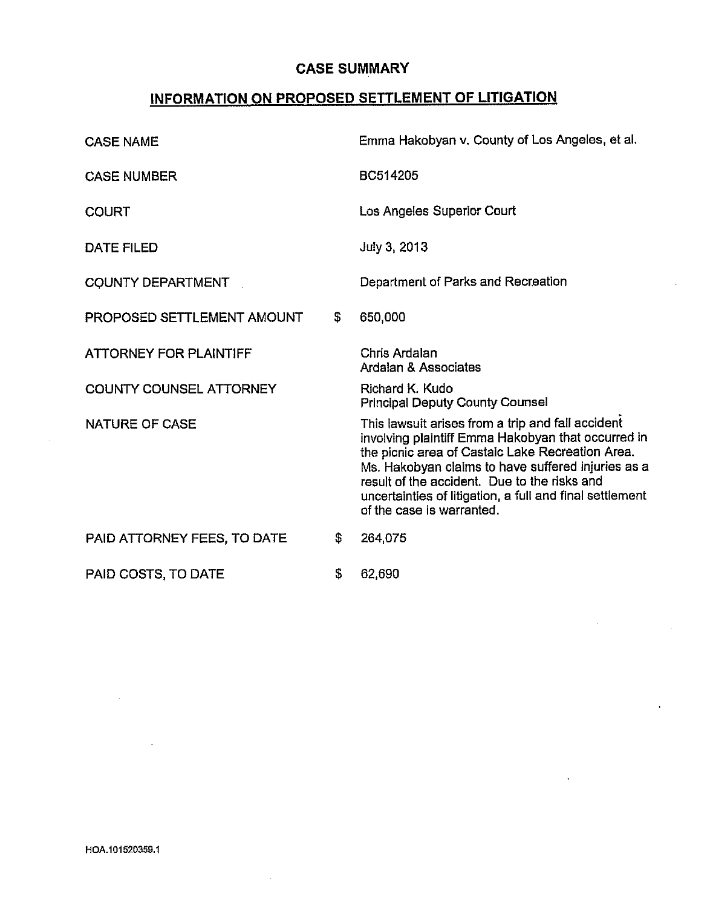# CASE SUMMARY

## INFORMATION ON PROPOSED SETTLEMENT OF LITIGATION

| | |
|---|---|
| CASE NAME | Emma Hakobyan v. County of Los Angeles, et al. |
| CASE NUMBER | BC514205 |
| COURT | Los Angeles Superior Court |
| DATE FILED | July 3, 2013 |
| COUNTY DEPARTMENT | Department of Parks and Recreation |
| PROPOSED SETTLEMENT AMOUNT | $ 650,000 |
| ATTORNEY FOR PLAINTIFF | Chris Ardalan<br>Ardalan & Associates |
| COUNTY COUNSEL ATTORNEY | Richard K. Kudo<br>Principal Deputy County Counsel |
| NATURE OF CASE | This lawsuit arises from a trip and fall accident involving plaintiff Emma Hakobyan that occurred in the picnic area of Castaic Lake Recreation Area. Ms. Hakobyan claims to have suffered injuries as a result of the accident. Due to the risks and uncertainties of litigation, a full and final settlement of the case is warranted. |
| PAID ATTORNEY FEES, TO DATE | $ 264,075 |
| PAID COSTS, TO DATE | $ 62,690 |

HOA.101520359.1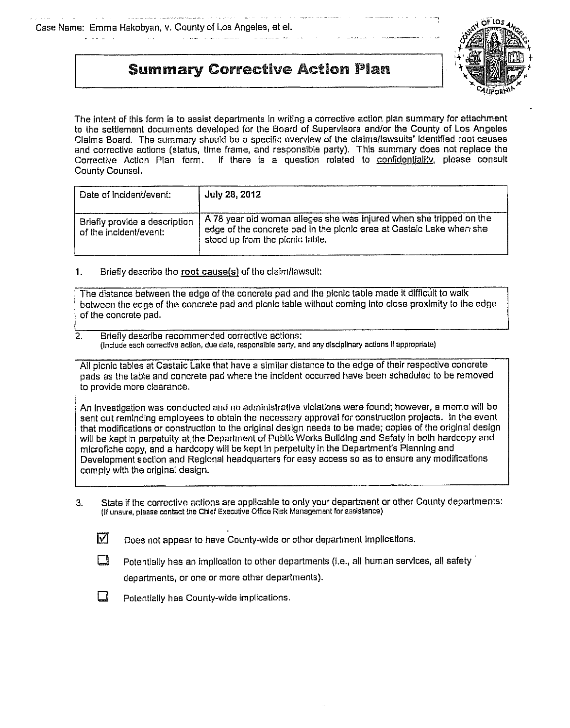Case Name: Emma Hakobyan, v. County of Los Angeles, et el.

# Summary Corrective Action Plan

The intent of this form is to assist departments in writing a corrective action plan summary for attachment to the settlement documents developed for the Board of Supervisors and/or the County of Los Angeles Claims Board. The summary should be a specific overview of the claims/lawsuits' identified root causes and corrective actions (status, time frame, and responsible party). This summary does not replace the Corrective Action Plan form. If there is a question related to confidentiality, please consult County Counsel.

| Date of incident/event: | **July 28, 2012** |
|---|---|
| Briefly provide a description of the incident/event: | A 78 year old woman alleges she was injured when she tripped on the edge of the concrete pad in the picnic area at Castaic Lake when she stood up from the picnic table. |

1. Briefly describe the root cause(s) of the claim/lawsuit:

The distance between the edge of the concrete pad and the picnic table made it difficult to walk between the edge of the concrete pad and picnic table without coming into close proximity to the edge of the concrete pad.

2. Briefly describe recommended corrective actions:
(Include each corrective action, due date, responsible party, and any disciplinary actions if appropriate)

All picnic tables at Castaic Lake that have a similar distance to the edge of their respective concrete pads as the table and concrete pad where the incident occurred have been scheduled to be removed to provide more clearance.

An investigation was conducted and no administrative violations were found; however, a memo will be sent out reminding employees to obtain the necessary approval for construction projects. In the event that modifications or construction to the original design needs to be made; copies of the original design will be kept in perpetuity at the Department of Public Works Building and Safety in both hardcopy and microfiche copy, and a hardcopy will be kept in perpetuity in the Department's Planning and Development section and Regional headquarters for easy access so as to ensure any modifications comply with the original design.

3. State if the corrective actions are applicable to only your department or other County departments:
(If unsure, please contact the Chief Executive Office Risk Management for assistance)

☑ Does not appear to have County-wide or other department implications.

☐ Potentially has an implication to other departments (i.e., all human services, all safety departments, or one or more other departments).

☐ Potentially has County-wide implications.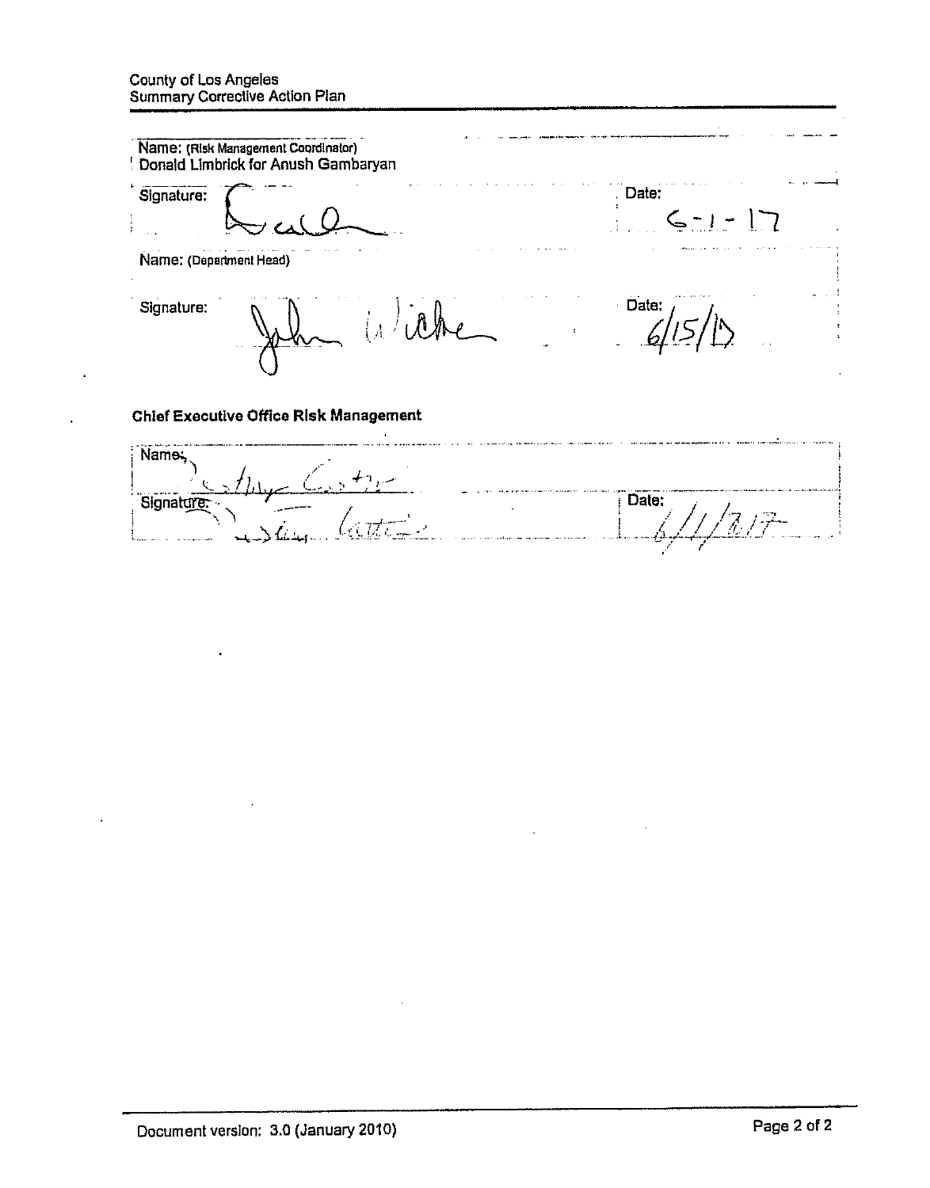| | |
|---|---|
| **Name:** (Risk Management Coordinator)<br>Donald Limbrick for Anush Gambaryan | |
| **Signature:** | **Date:**<br>6-1-17 |
| **Name:** (Department Head) | |
| **Signature:** | **Date:**<br>6/15/17 |

**Chief Executive Office Risk Management**

| | |
|---|---|
| **Name:**<br>Destiny Castro | |
| **Signature:** | **Date:**<br>6/1/2017 |

Document version: 3.0 (January 2010)